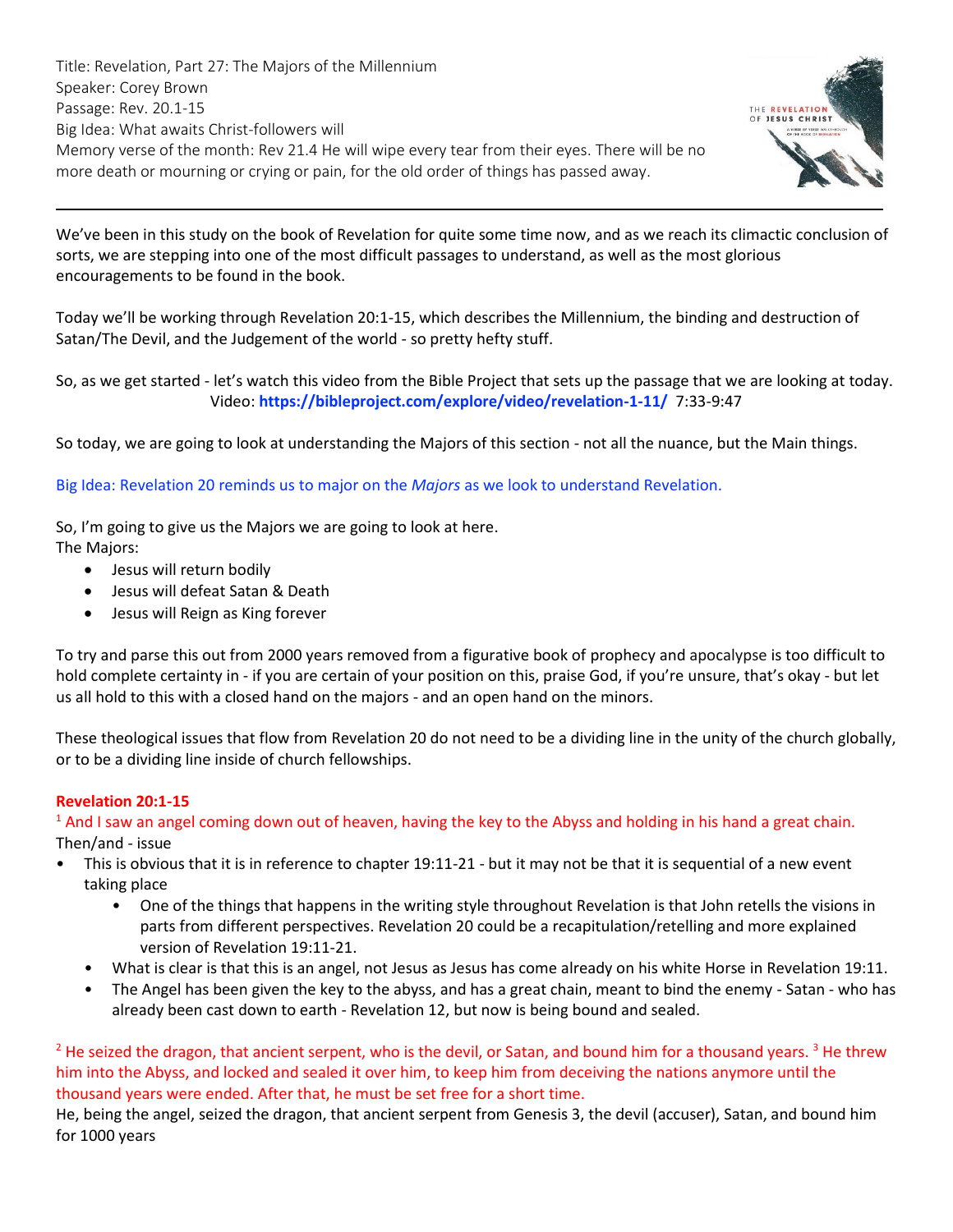Title: Revelation, Part 27: The Majors of the Millennium
Speaker: Corey Brown
Passage: Rev. 20.1-15
Big Idea: What awaits Christ-followers will
Memory verse of the month: Rev 21.4 He will wipe every tear from their eyes. There will be no more death or mourning or crying or pain, for the old order of things has passed away.

---

We've been in this study on the book of Revelation for quite some time now, and as we reach its climactic conclusion of sorts, we are stepping into one of the most difficult passages to understand, as well as the most glorious encouragements to be found in the book.

Today we'll be working through Revelation 20:1-15, which describes the Millennium, the binding and destruction of Satan/The Devil, and the Judgement of the world - so pretty hefty stuff.

So, as we get started - let's watch this video from the Bible Project that sets up the passage that we are looking at today.

Video: **https://bibleproject.com/explore/video/revelation-1-11/** 7:33-9:47

So today, we are going to look at understanding the Majors of this section - not all the nuance, but the Main things.

Big Idea: Revelation 20 reminds us to major on the *Majors* as we look to understand Revelation.

So, I'm going to give us the Majors we are going to look at here.
The Majors:

- Jesus will return bodily
- Jesus will defeat Satan & Death
- Jesus will Reign as King forever

To try and parse this out from 2000 years removed from a figurative book of prophecy and apocalypse is too difficult to hold complete certainty in - if you are certain of your position on this, praise God, if you're unsure, that's okay - but let us all hold to this with a closed hand on the majors - and an open hand on the minors.

These theological issues that flow from Revelation 20 do not need to be a dividing line in the unity of the church globally, or to be a dividing line inside of church fellowships.

**Revelation 20:1-15**

[1] And I saw an angel coming down out of heaven, having the key to the Abyss and holding in his hand a great chain.
Then/and - issue

- This is obvious that it is in reference to chapter 19:11-21 - but it may not be that it is sequential of a new event taking place
  - One of the things that happens in the writing style throughout Revelation is that John retells the visions in parts from different perspectives. Revelation 20 could be a recapitulation/retelling and more explained version of Revelation 19:11-21.
- What is clear is that this is an angel, not Jesus as Jesus has come already on his white Horse in Revelation 19:11.
- The Angel has been given the key to the abyss, and has a great chain, meant to bind the enemy - Satan - who has already been cast down to earth - Revelation 12, but now is being bound and sealed.

[2] He seized the dragon, that ancient serpent, who is the devil, or Satan, and bound him for a thousand years. [3] He threw him into the Abyss, and locked and sealed it over him, to keep him from deceiving the nations anymore until the thousand years were ended. After that, he must be set free for a short time.
He, being the angel, seized the dragon, that ancient serpent from Genesis 3, the devil (accuser), Satan, and bound him for 1000 years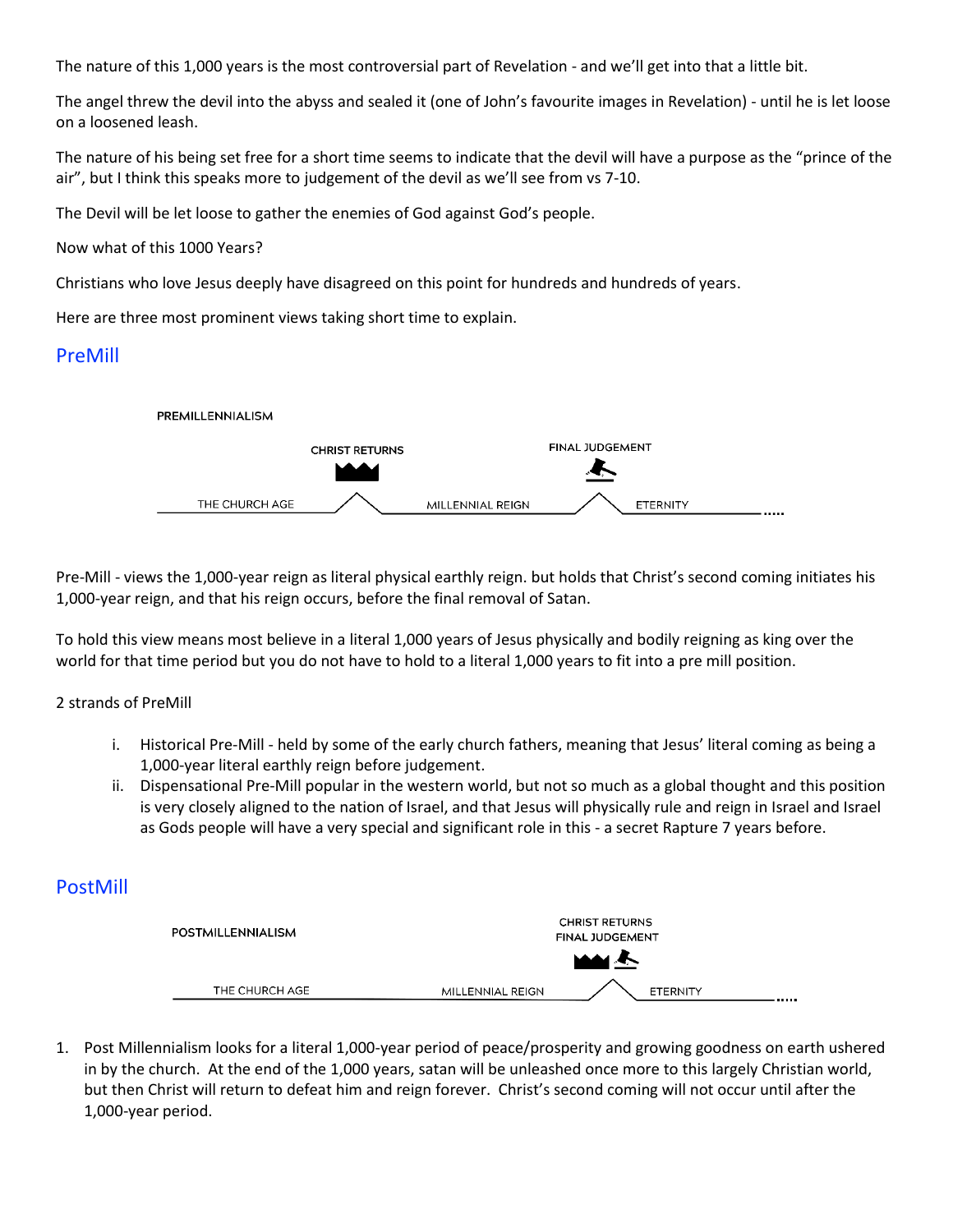The nature of this 1,000 years is the most controversial part of Revelation - and we'll get into that a little bit.

The angel threw the devil into the abyss and sealed it (one of John's favourite images in Revelation) - until he is let loose on a loosened leash.

The nature of his being set free for a short time seems to indicate that the devil will have a purpose as the "prince of the air", but I think this speaks more to judgement of the devil as we'll see from vs 7-10.

The Devil will be let loose to gather the enemies of God against God's people.

Now what of this 1000 Years?

Christians who love Jesus deeply have disagreed on this point for hundreds and hundreds of years.

Here are three most prominent views taking short time to explain.

## PreMill

PREMILLENNIALISM

CHRIST RETURNS — FINAL JUDGEMENT

THE CHURCH AGE — MILLENNIAL REIGN — ETERNITY .....

Pre-Mill - views the 1,000-year reign as literal physical earthly reign. but holds that Christ's second coming initiates his 1,000-year reign, and that his reign occurs, before the final removal of Satan.

To hold this view means most believe in a literal 1,000 years of Jesus physically and bodily reigning as king over the world for that time period but you do not have to hold to a literal 1,000 years to fit into a pre mill position.

2 strands of PreMill

i. Historical Pre-Mill - held by some of the early church fathers, meaning that Jesus' literal coming as being a 1,000-year literal earthly reign before judgement.
ii. Dispensational Pre-Mill popular in the western world, but not so much as a global thought and this position is very closely aligned to the nation of Israel, and that Jesus will physically rule and reign in Israel and Israel as Gods people will have a very special and significant role in this - a secret Rapture 7 years before.

## PostMill

POSTMILLENNIALISM

CHRIST RETURNS
FINAL JUDGEMENT

THE CHURCH AGE — MILLENNIAL REIGN — ETERNITY .....

1. Post Millennialism looks for a literal 1,000-year period of peace/prosperity and growing goodness on earth ushered in by the church. At the end of the 1,000 years, satan will be unleashed once more to this largely Christian world, but then Christ will return to defeat him and reign forever. Christ's second coming will not occur until after the 1,000-year period.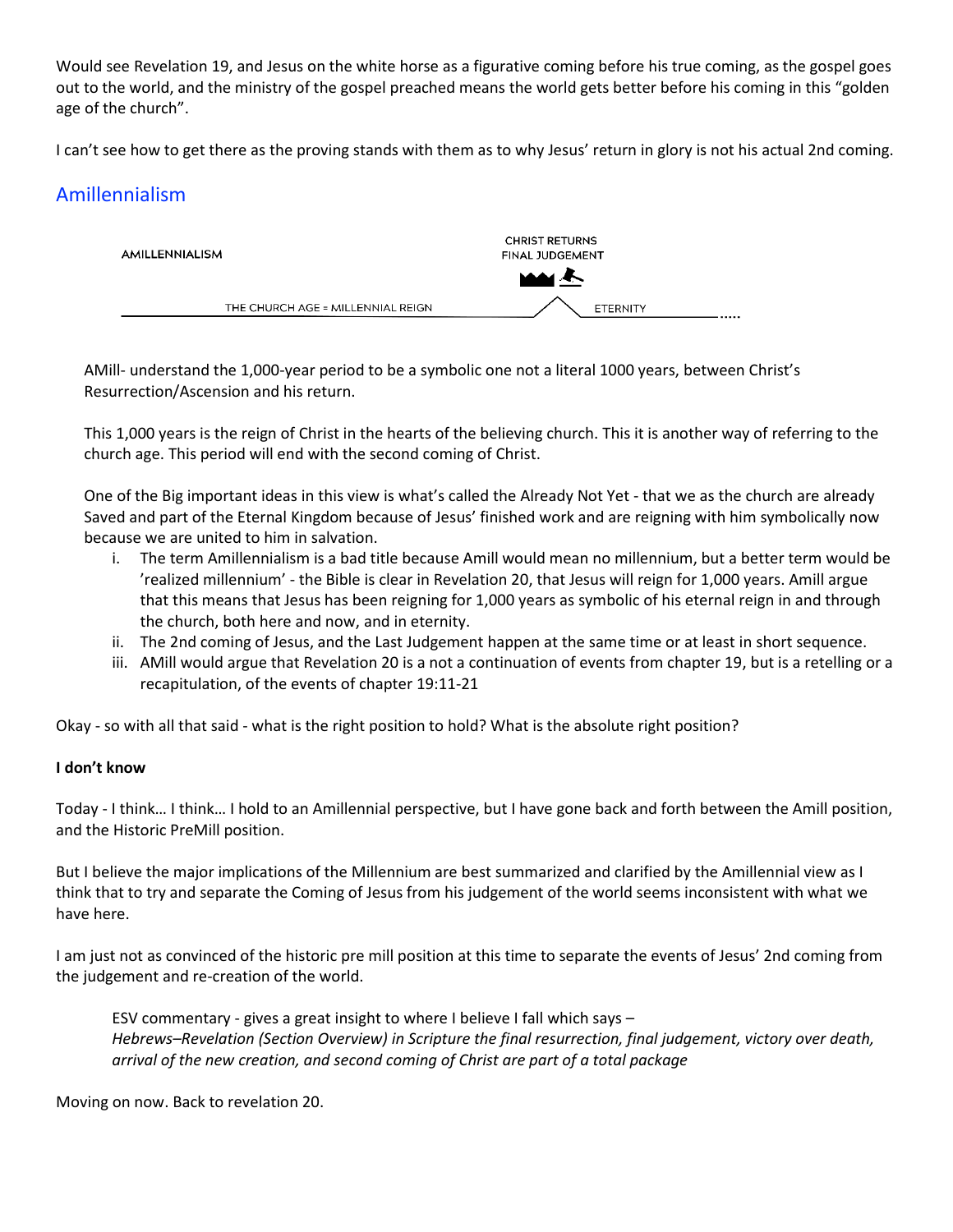Would see Revelation 19, and Jesus on the white horse as a figurative coming before his true coming, as the gospel goes out to the world, and the ministry of the gospel preached means the world gets better before his coming in this "golden age of the church".

I can't see how to get there as the proving stands with them as to why Jesus' return in glory is not his actual 2nd coming.

## Amillennialism

AMILLENNIALISM — CHRIST RETURNS FINAL JUDGEMENT

THE CHURCH AGE = MILLENNIAL REIGN — ETERNITY .....

AMill- understand the 1,000-year period to be a symbolic one not a literal 1000 years, between Christ's Resurrection/Ascension and his return.

This 1,000 years is the reign of Christ in the hearts of the believing church. This it is another way of referring to the church age. This period will end with the second coming of Christ.

One of the Big important ideas in this view is what's called the Already Not Yet - that we as the church are already Saved and part of the Eternal Kingdom because of Jesus' finished work and are reigning with him symbolically now because we are united to him in salvation.

i. The term Amillennialism is a bad title because Amill would mean no millennium, but a better term would be 'realized millennium' - the Bible is clear in Revelation 20, that Jesus will reign for 1,000 years. Amill argue that this means that Jesus has been reigning for 1,000 years as symbolic of his eternal reign in and through the church, both here and now, and in eternity.
ii. The 2nd coming of Jesus, and the Last Judgement happen at the same time or at least in short sequence.
iii. AMill would argue that Revelation 20 is a not a continuation of events from chapter 19, but is a retelling or a recapitulation, of the events of chapter 19:11-21

Okay - so with all that said - what is the right position to hold? What is the absolute right position?

**I don't know**

Today - I think… I think… I hold to an Amillennial perspective, but I have gone back and forth between the Amill position, and the Historic PreMill position.

But I believe the major implications of the Millennium are best summarized and clarified by the Amillennial view as I think that to try and separate the Coming of Jesus from his judgement of the world seems inconsistent with what we have here.

I am just not as convinced of the historic pre mill position at this time to separate the events of Jesus' 2nd coming from the judgement and re-creation of the world.

> ESV commentary - gives a great insight to where I believe I fall which says –
> *Hebrews–Revelation (Section Overview) in Scripture the final resurrection, final judgement, victory over death, arrival of the new creation, and second coming of Christ are part of a total package*

Moving on now. Back to revelation 20.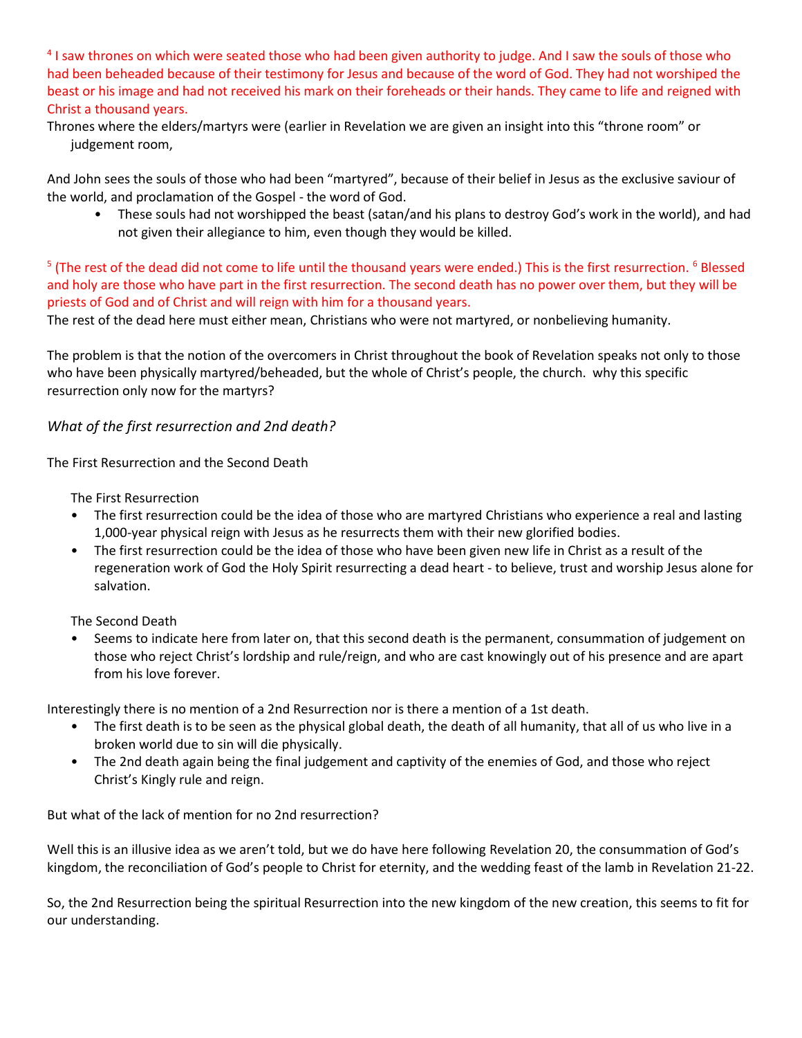[4] I saw thrones on which were seated those who had been given authority to judge. And I saw the souls of those who had been beheaded because of their testimony for Jesus and because of the word of God. They had not worshiped the beast or his image and had not received his mark on their foreheads or their hands. They came to life and reigned with Christ a thousand years.

Thrones where the elders/martyrs were (earlier in Revelation we are given an insight into this "throne room" or judgement room,

And John sees the souls of those who had been "martyred", because of their belief in Jesus as the exclusive saviour of the world, and proclamation of the Gospel - the word of God.

- These souls had not worshipped the beast (satan/and his plans to destroy God's work in the world), and had not given their allegiance to him, even though they would be killed.

[5] (The rest of the dead did not come to life until the thousand years were ended.) This is the first resurrection. [6] Blessed and holy are those who have part in the first resurrection. The second death has no power over them, but they will be priests of God and of Christ and will reign with him for a thousand years.

The rest of the dead here must either mean, Christians who were not martyred, or nonbelieving humanity.

The problem is that the notion of the overcomers in Christ throughout the book of Revelation speaks not only to those who have been physically martyred/beheaded, but the whole of Christ's people, the church. why this specific resurrection only now for the martyrs?

*What of the first resurrection and 2nd death?*

The First Resurrection and the Second Death

The First Resurrection

- The first resurrection could be the idea of those who are martyred Christians who experience a real and lasting 1,000-year physical reign with Jesus as he resurrects them with their new glorified bodies.
- The first resurrection could be the idea of those who have been given new life in Christ as a result of the regeneration work of God the Holy Spirit resurrecting a dead heart - to believe, trust and worship Jesus alone for salvation.

The Second Death

- Seems to indicate here from later on, that this second death is the permanent, consummation of judgement on those who reject Christ's lordship and rule/reign, and who are cast knowingly out of his presence and are apart from his love forever.

Interestingly there is no mention of a 2nd Resurrection nor is there a mention of a 1st death.

- The first death is to be seen as the physical global death, the death of all humanity, that all of us who live in a broken world due to sin will die physically.
- The 2nd death again being the final judgement and captivity of the enemies of God, and those who reject Christ's Kingly rule and reign.

But what of the lack of mention for no 2nd resurrection?

Well this is an illusive idea as we aren't told, but we do have here following Revelation 20, the consummation of God's kingdom, the reconciliation of God's people to Christ for eternity, and the wedding feast of the lamb in Revelation 21-22.

So, the 2nd Resurrection being the spiritual Resurrection into the new kingdom of the new creation, this seems to fit for our understanding.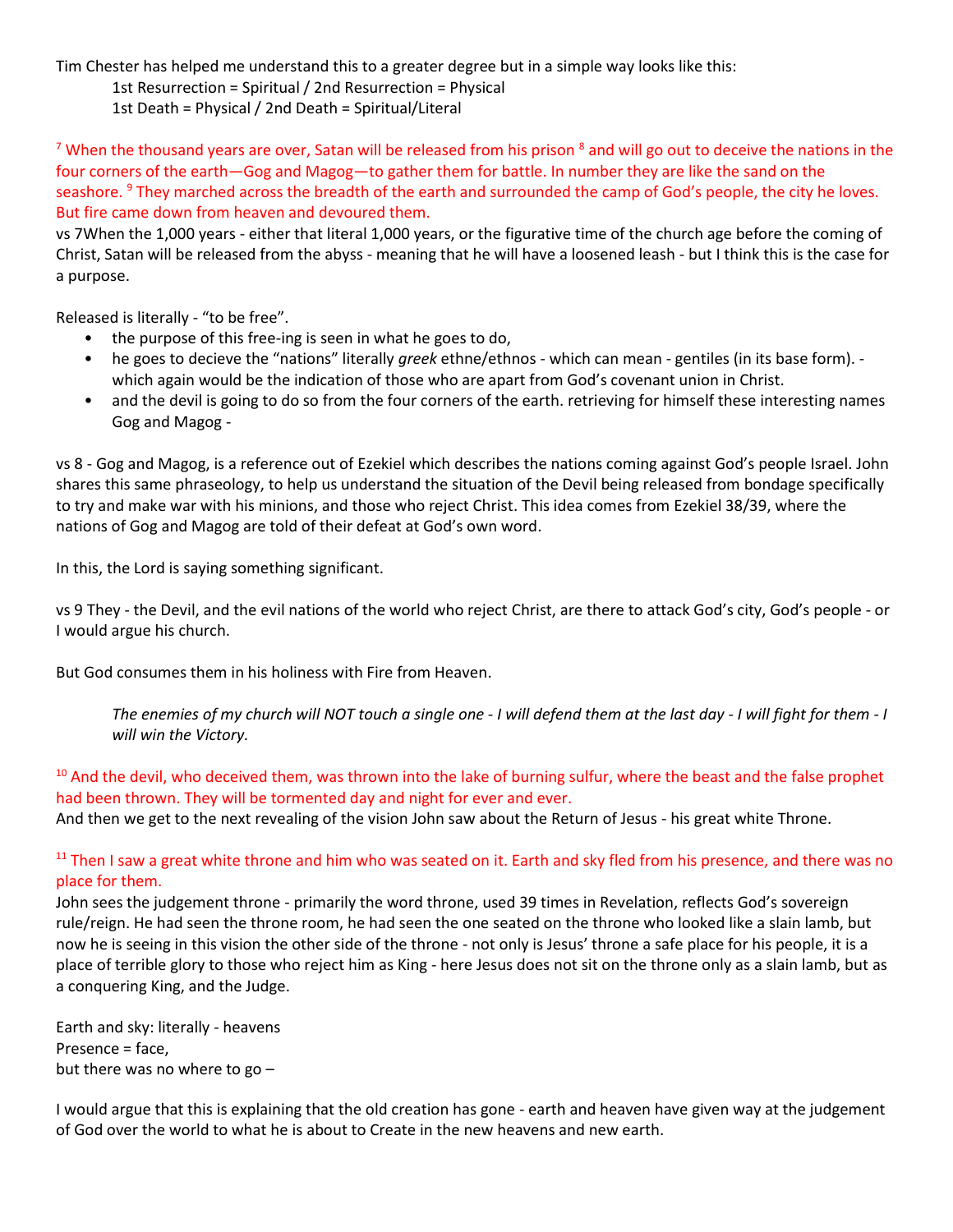Tim Chester has helped me understand this to a greater degree but in a simple way looks like this:

1st Resurrection = Spiritual / 2nd Resurrection = Physical
1st Death = Physical / 2nd Death = Spiritual/Literal

[7] When the thousand years are over, Satan will be released from his prison [8] and will go out to deceive the nations in the four corners of the earth—Gog and Magog—to gather them for battle. In number they are like the sand on the seashore. [9] They marched across the breadth of the earth and surrounded the camp of God's people, the city he loves. But fire came down from heaven and devoured them.

vs 7When the 1,000 years - either that literal 1,000 years, or the figurative time of the church age before the coming of Christ, Satan will be released from the abyss - meaning that he will have a loosened leash - but I think this is the case for a purpose.

Released is literally - "to be free".

- the purpose of this free-ing is seen in what he goes to do,
- he goes to decieve the "nations" literally *greek* ethne/ethnos - which can mean - gentiles (in its base form). - which again would be the indication of those who are apart from God's covenant union in Christ.
- and the devil is going to do so from the four corners of the earth. retrieving for himself these interesting names Gog and Magog -

vs 8 - Gog and Magog, is a reference out of Ezekiel which describes the nations coming against God's people Israel. John shares this same phraseology, to help us understand the situation of the Devil being released from bondage specifically to try and make war with his minions, and those who reject Christ. This idea comes from Ezekiel 38/39, where the nations of Gog and Magog are told of their defeat at God's own word.

In this, the Lord is saying something significant.

vs 9 They - the Devil, and the evil nations of the world who reject Christ, are there to attack God's city, God's people - or I would argue his church.

But God consumes them in his holiness with Fire from Heaven.

> *The enemies of my church will NOT touch a single one - I will defend them at the last day - I will fight for them - I will win the Victory.*

[10] And the devil, who deceived them, was thrown into the lake of burning sulfur, where the beast and the false prophet had been thrown. They will be tormented day and night for ever and ever.
And then we get to the next revealing of the vision John saw about the Return of Jesus - his great white Throne.

[11] Then I saw a great white throne and him who was seated on it. Earth and sky fled from his presence, and there was no place for them.
John sees the judgement throne - primarily the word throne, used 39 times in Revelation, reflects God's sovereign rule/reign. He had seen the throne room, he had seen the one seated on the throne who looked like a slain lamb, but now he is seeing in this vision the other side of the throne - not only is Jesus' throne a safe place for his people, it is a place of terrible glory to those who reject him as King - here Jesus does not sit on the throne only as a slain lamb, but as a conquering King, and the Judge.

Earth and sky: literally - heavens
Presence = face,
but there was no where to go –

I would argue that this is explaining that the old creation has gone - earth and heaven have given way at the judgement of God over the world to what he is about to Create in the new heavens and new earth.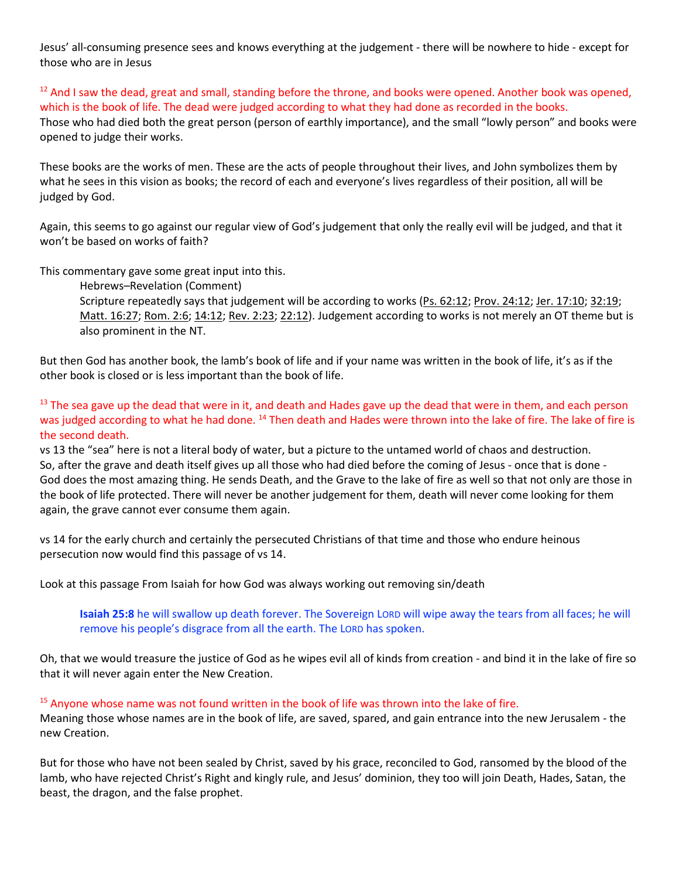Jesus' all-consuming presence sees and knows everything at the judgement - there will be nowhere to hide - except for those who are in Jesus

[12] And I saw the dead, great and small, standing before the throne, and books were opened. Another book was opened, which is the book of life. The dead were judged according to what they had done as recorded in the books.
Those who had died both the great person (person of earthly importance), and the small "lowly person" and books were opened to judge their works.

These books are the works of men. These are the acts of people throughout their lives, and John symbolizes them by what he sees in this vision as books; the record of each and everyone's lives regardless of their position, all will be judged by God.

Again, this seems to go against our regular view of God's judgement that only the really evil will be judged, and that it won't be based on works of faith?

This commentary gave some great input into this.

> Hebrews–Revelation (Comment)
> Scripture repeatedly says that judgement will be according to works (Ps. 62:12; Prov. 24:12; Jer. 17:10; 32:19; Matt. 16:27; Rom. 2:6; 14:12; Rev. 2:23; 22:12). Judgement according to works is not merely an OT theme but is also prominent in the NT.

But then God has another book, the lamb's book of life and if your name was written in the book of life, it's as if the other book is closed or is less important than the book of life.

[13] The sea gave up the dead that were in it, and death and Hades gave up the dead that were in them, and each person was judged according to what he had done. [14] Then death and Hades were thrown into the lake of fire. The lake of fire is the second death.
vs 13 the "sea" here is not a literal body of water, but a picture to the untamed world of chaos and destruction. So, after the grave and death itself gives up all those who had died before the coming of Jesus - once that is done - God does the most amazing thing. He sends Death, and the Grave to the lake of fire as well so that not only are those in the book of life protected. There will never be another judgement for them, death will never come looking for them again, the grave cannot ever consume them again.

vs 14 for the early church and certainly the persecuted Christians of that time and those who endure heinous persecution now would find this passage of vs 14.

Look at this passage From Isaiah for how God was always working out removing sin/death

> **Isaiah 25:8** he will swallow up death forever. The Sovereign LORD will wipe away the tears from all faces; he will remove his people's disgrace from all the earth. The LORD has spoken.

Oh, that we would treasure the justice of God as he wipes evil all of kinds from creation - and bind it in the lake of fire so that it will never again enter the New Creation.

[15] Anyone whose name was not found written in the book of life was thrown into the lake of fire.
Meaning those whose names are in the book of life, are saved, spared, and gain entrance into the new Jerusalem - the new Creation.

But for those who have not been sealed by Christ, saved by his grace, reconciled to God, ransomed by the blood of the lamb, who have rejected Christ's Right and kingly rule, and Jesus' dominion, they too will join Death, Hades, Satan, the beast, the dragon, and the false prophet.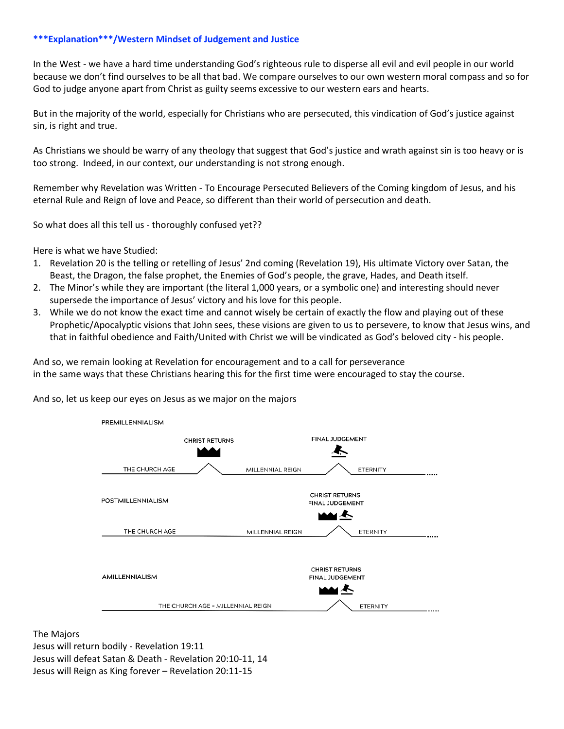**\*\*\*Explanation\*\*\*/Western Mindset of Judgement and Justice**

In the West - we have a hard time understanding God's righteous rule to disperse all evil and evil people in our world because we don't find ourselves to be all that bad. We compare ourselves to our own western moral compass and so for God to judge anyone apart from Christ as guilty seems excessive to our western ears and hearts.

But in the majority of the world, especially for Christians who are persecuted, this vindication of God's justice against sin, is right and true.

As Christians we should be warry of any theology that suggest that God's justice and wrath against sin is too heavy or is too strong. Indeed, in our context, our understanding is not strong enough.

Remember why Revelation was Written - To Encourage Persecuted Believers of the Coming kingdom of Jesus, and his eternal Rule and Reign of love and Peace, so different than their world of persecution and death.

So what does all this tell us - thoroughly confused yet??

Here is what we have Studied:

1. Revelation 20 is the telling or retelling of Jesus' 2nd coming (Revelation 19), His ultimate Victory over Satan, the Beast, the Dragon, the false prophet, the Enemies of God's people, the grave, Hades, and Death itself.
2. The Minor's while they are important (the literal 1,000 years, or a symbolic one) and interesting should never supersede the importance of Jesus' victory and his love for this people.
3. While we do not know the exact time and cannot wisely be certain of exactly the flow and playing out of these Prophetic/Apocalyptic visions that John sees, these visions are given to us to persevere, to know that Jesus wins, and that in faithful obedience and Faith/United with Christ we will be vindicated as God's beloved city - his people.

And so, we remain looking at Revelation for encouragement and to a call for perseverance
in the same ways that these Christians hearing this for the first time were encouraged to stay the course.

And so, let us keep our eyes on Jesus as we major on the majors

PREMILLENNIALISM
CHRIST RETURNS
FINAL JUDGEMENT
THE CHURCH AGE
MILLENNIAL REIGN
ETERNITY

POSTMILLENNIALISM
CHRIST RETURNS
FINAL JUDGEMENT
THE CHURCH AGE
MILLENNIAL REIGN
ETERNITY

AMILLENNIALISM
CHRIST RETURNS
FINAL JUDGEMENT
THE CHURCH AGE = MILLENNIAL REIGN
ETERNITY

The Majors
Jesus will return bodily - Revelation 19:11
Jesus will defeat Satan & Death - Revelation 20:10-11, 14
Jesus will Reign as King forever – Revelation 20:11-15